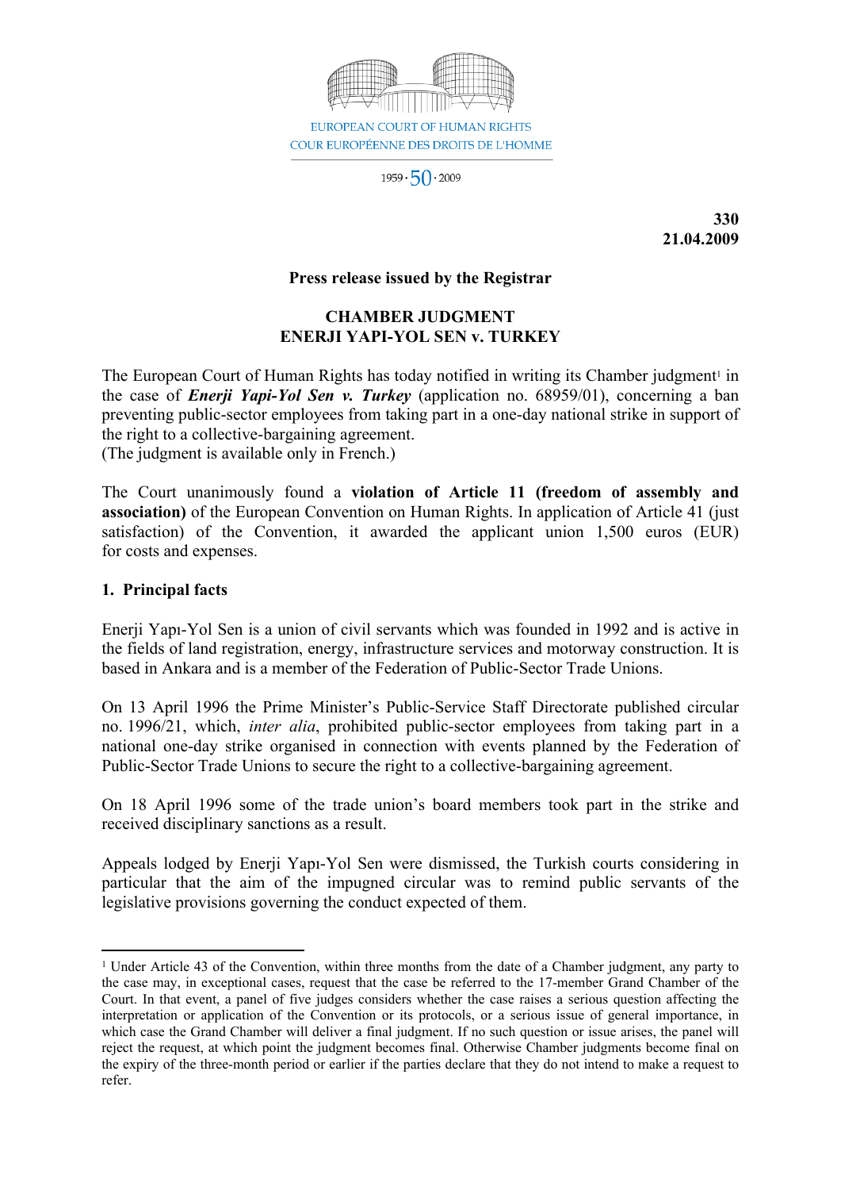EUROPEAN COURT OF HUMAN RIGHTS
COUR EUROPÉENNE DES DROITS DE L'HOMME

1959 · 50 · 2009

**330**
**21.04.2009**

**Press release issued by the Registrar**

## CHAMBER JUDGMENT
## ENERJI YAPI-YOL SEN v. TURKEY

The European Court of Human Rights has today notified in writing its Chamber judgment[1] in the case of ***Enerji Yapi-Yol Sen v. Turkey*** (application no. 68959/01), concerning a ban preventing public-sector employees from taking part in a one-day national strike in support of the right to a collective-bargaining agreement.
(The judgment is available only in French.)

The Court unanimously found a **violation of Article 11 (freedom of assembly and association)** of the European Convention on Human Rights. In application of Article 41 (just satisfaction) of the Convention, it awarded the applicant union 1,500 euros (EUR) for costs and expenses.

### 1. Principal facts

Enerji Yapı-Yol Sen is a union of civil servants which was founded in 1992 and is active in the fields of land registration, energy, infrastructure services and motorway construction. It is based in Ankara and is a member of the Federation of Public-Sector Trade Unions.

On 13 April 1996 the Prime Minister's Public-Service Staff Directorate published circular no. 1996/21, which, *inter alia*, prohibited public-sector employees from taking part in a national one-day strike organised in connection with events planned by the Federation of Public-Sector Trade Unions to secure the right to a collective-bargaining agreement.

On 18 April 1996 some of the trade union's board members took part in the strike and received disciplinary sanctions as a result.

Appeals lodged by Enerji Yapı-Yol Sen were dismissed, the Turkish courts considering in particular that the aim of the impugned circular was to remind public servants of the legislative provisions governing the conduct expected of them.

---

[1] Under Article 43 of the Convention, within three months from the date of a Chamber judgment, any party to the case may, in exceptional cases, request that the case be referred to the 17-member Grand Chamber of the Court. In that event, a panel of five judges considers whether the case raises a serious question affecting the interpretation or application of the Convention or its protocols, or a serious issue of general importance, in which case the Grand Chamber will deliver a final judgment. If no such question or issue arises, the panel will reject the request, at which point the judgment becomes final. Otherwise Chamber judgments become final on the expiry of the three-month period or earlier if the parties declare that they do not intend to make a request to refer.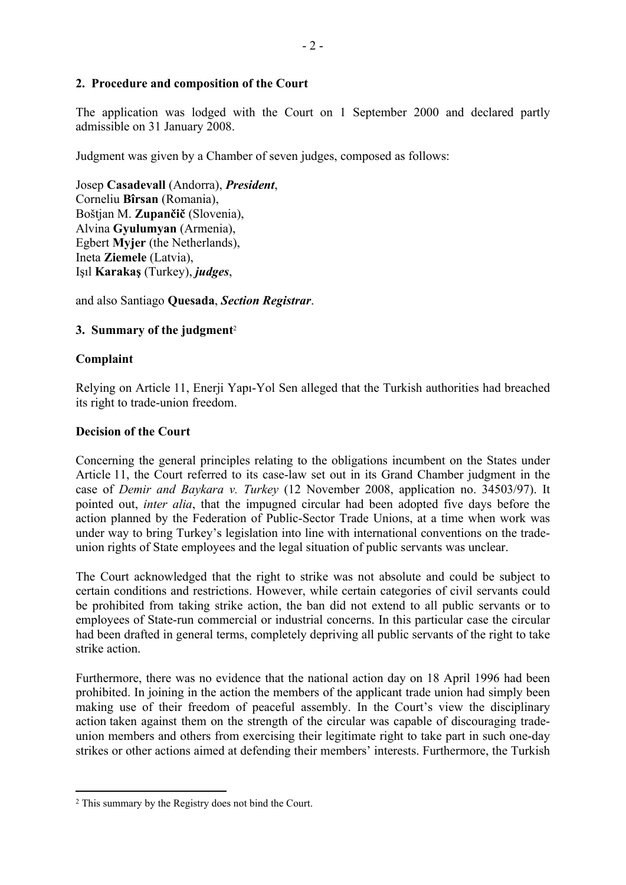## 2. Procedure and composition of the Court

The application was lodged with the Court on 1 September 2000 and declared partly admissible on 31 January 2008.

Judgment was given by a Chamber of seven judges, composed as follows:

Josep **Casadevall** (Andorra), ***President***,  
Corneliu **Bîrsan** (Romania),  
Boštjan M. **Zupančič** (Slovenia),  
Alvina **Gyulumyan** (Armenia),  
Egbert **Myjer** (the Netherlands),  
Ineta **Ziemele** (Latvia),  
Işıl **Karakaş** (Turkey), ***judges***,

and also Santiago **Quesada**, ***Section Registrar***.

## 3. Summary of the judgment[2]

**Complaint**

Relying on Article 11, Enerji Yapı-Yol Sen alleged that the Turkish authorities had breached its right to trade-union freedom.

**Decision of the Court**

Concerning the general principles relating to the obligations incumbent on the States under Article 11, the Court referred to its case-law set out in its Grand Chamber judgment in the case of *Demir and Baykara v. Turkey* (12 November 2008, application no. 34503/97). It pointed out, *inter alia*, that the impugned circular had been adopted five days before the action planned by the Federation of Public-Sector Trade Unions, at a time when work was under way to bring Turkey's legislation into line with international conventions on the trade-union rights of State employees and the legal situation of public servants was unclear.

The Court acknowledged that the right to strike was not absolute and could be subject to certain conditions and restrictions. However, while certain categories of civil servants could be prohibited from taking strike action, the ban did not extend to all public servants or to employees of State-run commercial or industrial concerns. In this particular case the circular had been drafted in general terms, completely depriving all public servants of the right to take strike action.

Furthermore, there was no evidence that the national action day on 18 April 1996 had been prohibited. In joining in the action the members of the applicant trade union had simply been making use of their freedom of peaceful assembly. In the Court's view the disciplinary action taken against them on the strength of the circular was capable of discouraging trade-union members and others from exercising their legitimate right to take part in such one-day strikes or other actions aimed at defending their members' interests. Furthermore, the Turkish

---

[2] This summary by the Registry does not bind the Court.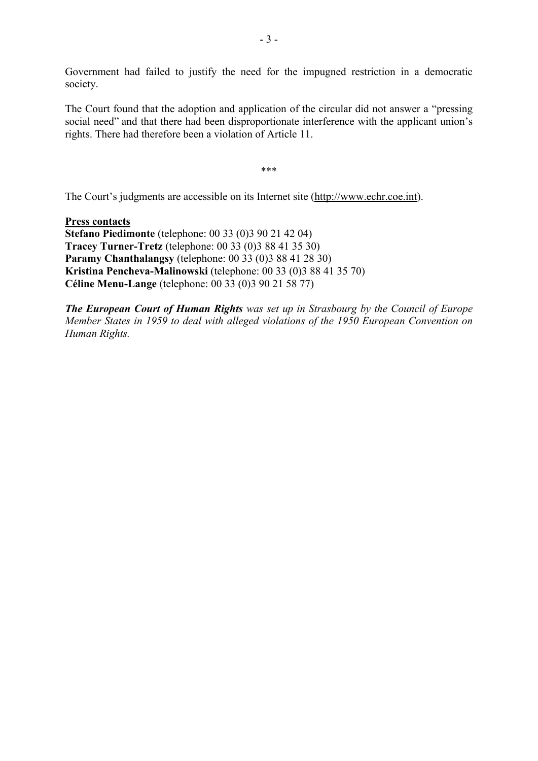Government had failed to justify the need for the impugned restriction in a democratic society.

The Court found that the adoption and application of the circular did not answer a "pressing social need" and that there had been disproportionate interference with the applicant union's rights. There had therefore been a violation of Article 11.

***

The Court's judgments are accessible on its Internet site (http://www.echr.coe.int).

**Press contacts**
**Stefano Piedimonte** (telephone: 00 33 (0)3 90 21 42 04)
**Tracey Turner-Tretz** (telephone: 00 33 (0)3 88 41 35 30)
**Paramy Chanthalangsy** (telephone: 00 33 (0)3 88 41 28 30)
**Kristina Pencheva-Malinowski** (telephone: 00 33 (0)3 88 41 35 70)
**Céline Menu-Lange** (telephone: 00 33 (0)3 90 21 58 77)

***The European Court of Human Rights** was set up in Strasbourg by the Council of Europe Member States in 1959 to deal with alleged violations of the 1950 European Convention on Human Rights.*